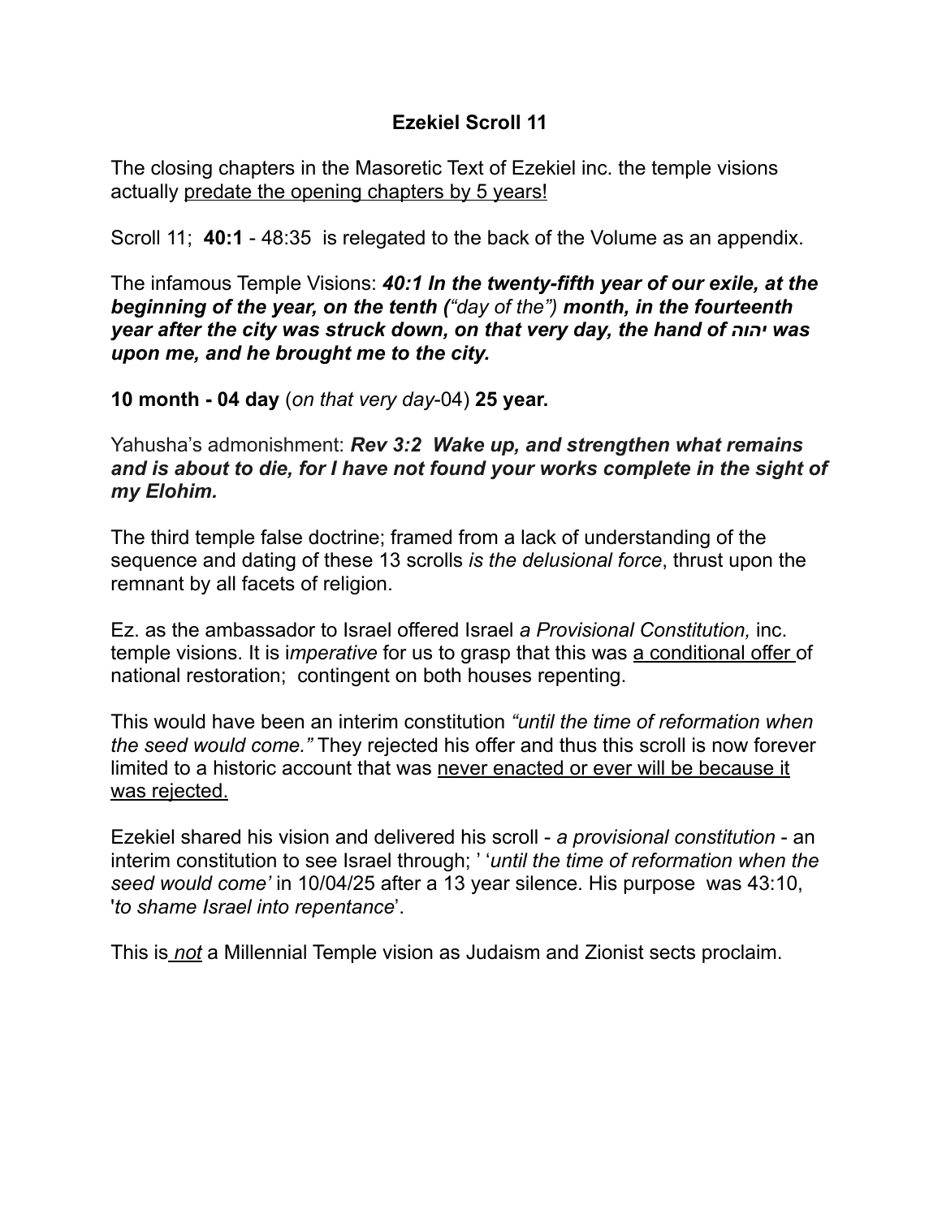# Ezekiel Scroll 11

The closing chapters in the Masoretic Text of Ezekiel inc. the temple visions actually <u>predate the opening chapters by 5 years!</u>

Scroll 11; **40:1** - 48:35 is relegated to the back of the Volume as an appendix.

The infamous Temple Visions: ***40:1 In the twenty-fifth year of our exile, at the beginning of the year, on the tenth (****"day of the")* ***month, in the fourteenth year after the city was struck down, on that very day, the hand of יהוה was upon me, and he brought me to the city.***

**10 month - 04 day** (*on that very day*-04) **25 year.**

Yahusha's admonishment: ***Rev 3:2 Wake up, and strengthen what remains and is about to die, for I have not found your works complete in the sight of my Elohim.***

The third temple false doctrine; framed from a lack of understanding of the sequence and dating of these 13 scrolls *is the delusional force*, thrust upon the remnant by all facets of religion.

Ez. as the ambassador to Israel offered Israel *a Provisional Constitution,* inc. temple visions. It is i*mperative* for us to grasp that this was <u>a conditional offer</u> of national restoration; contingent on both houses repenting.

This would have been an interim constitution *"until the time of reformation when the seed would come."* They rejected his offer and thus this scroll is now forever limited to a historic account that was <u>never enacted or ever will be because it was rejected.</u>

Ezekiel shared his vision and delivered his scroll - *a provisional constitution* - an interim constitution to see Israel through; ' '*until the time of reformation when the seed would come'* in 10/04/25 after a 13 year silence. His purpose was 43:10, '*to shame Israel into repentance*'.

This is <u>*not*</u> a Millennial Temple vision as Judaism and Zionist sects proclaim.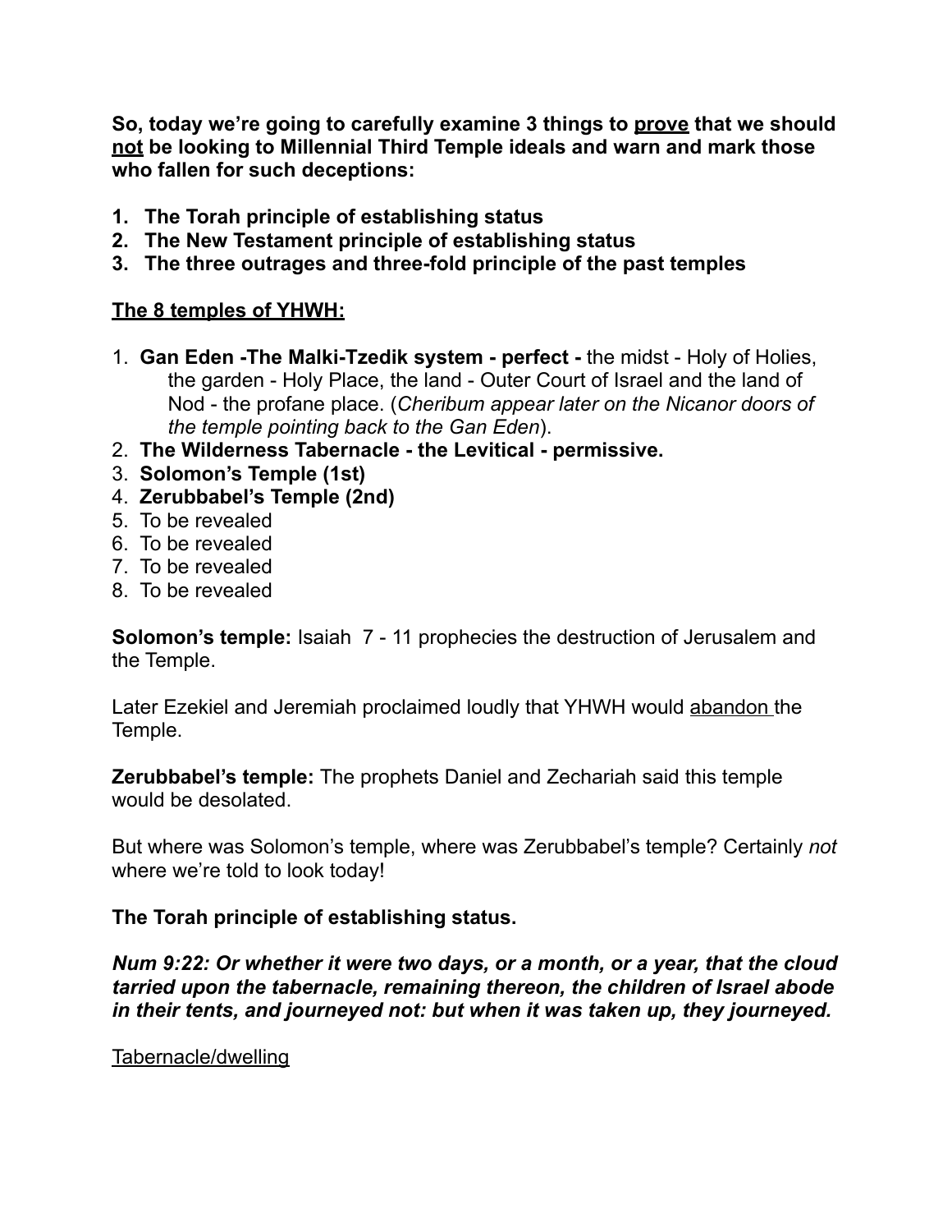**So, today we're going to carefully examine 3 things to <u>prove</u> that we should <u>not</u> be looking to Millennial Third Temple ideals and warn and mark those who fallen for such deceptions:**

1. **The Torah principle of establishing status**
2. **The New Testament principle of establishing status**
3. **The three outrages and three-fold principle of the past temples**

**<u>The 8 temples of YHWH:</u>**

1. **Gan Eden -The Malki-Tzedik system - perfect -** the midst - Holy of Holies, the garden - Holy Place, the land - Outer Court of Israel and the land of Nod - the profane place. (*Cheribum appear later on the Nicanor doors of the temple pointing back to the Gan Eden*).
2. **The Wilderness Tabernacle - the Levitical - permissive.**
3. **Solomon's Temple (1st)**
4. **Zerubbabel's Temple (2nd)**
5. To be revealed
6. To be revealed
7. To be revealed
8. To be revealed

**Solomon's temple:** Isaiah 7 - 11 prophecies the destruction of Jerusalem and the Temple.

Later Ezekiel and Jeremiah proclaimed loudly that YHWH would <u>abandon</u> the Temple.

**Zerubbabel's temple:** The prophets Daniel and Zechariah said this temple would be desolated.

But where was Solomon's temple, where was Zerubbabel's temple? Certainly *not* where we're told to look today!

**The Torah principle of establishing status.**

***Num 9:22: Or whether it were two days, or a month, or a year, that the cloud tarried upon the tabernacle, remaining thereon, the children of Israel abode in their tents, and journeyed not: but when it was taken up, they journeyed.***

<u>Tabernacle/dwelling</u>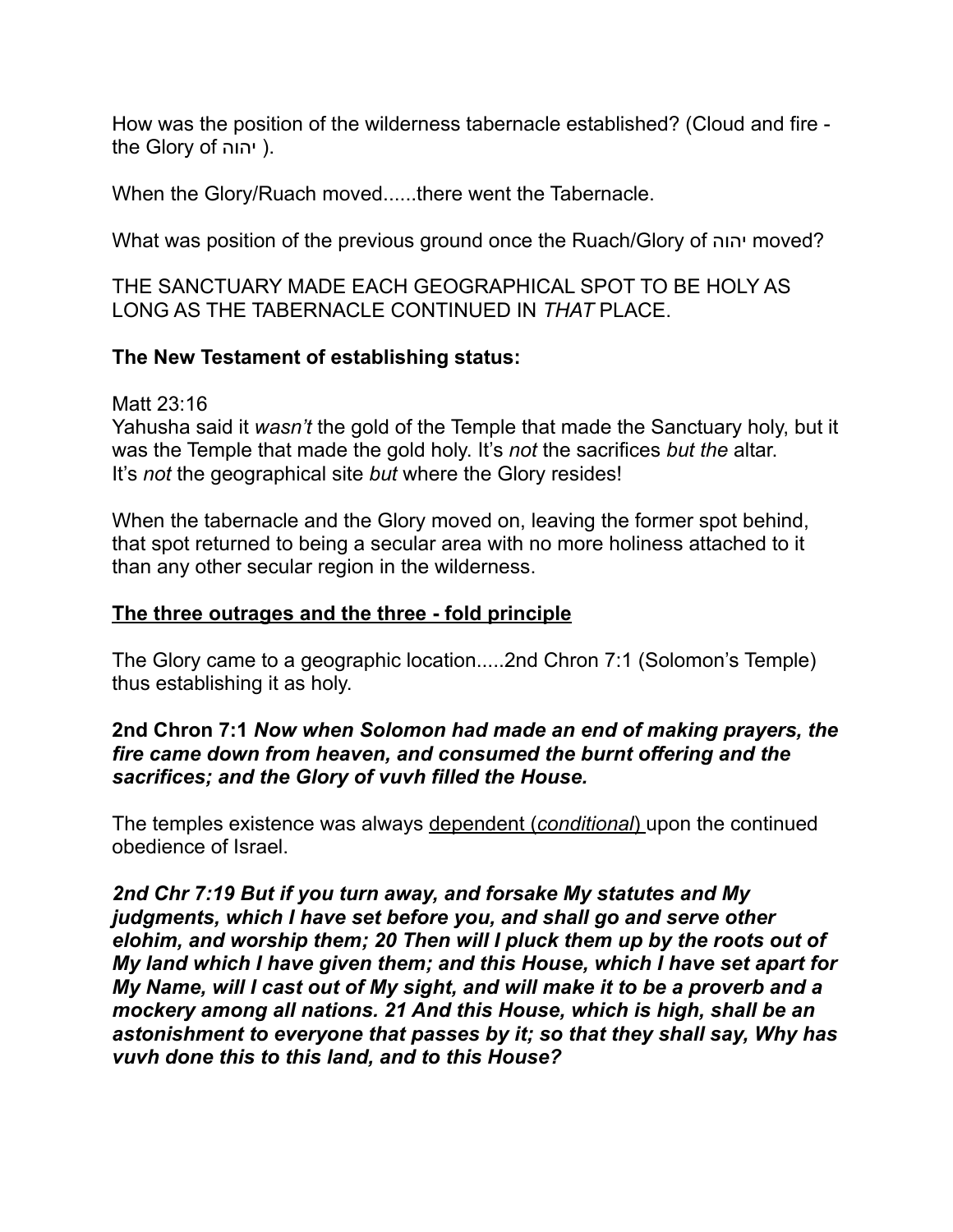How was the position of the wilderness tabernacle established? (Cloud and fire - the Glory of יהוה ).

When the Glory/Ruach moved......there went the Tabernacle.

What was position of the previous ground once the Ruach/Glory of יהוה moved?

THE SANCTUARY MADE EACH GEOGRAPHICAL SPOT TO BE HOLY AS LONG AS THE TABERNACLE CONTINUED IN *THAT* PLACE.

**The New Testament of establishing status:**

Matt 23:16
Yahusha said it *wasn't* the gold of the Temple that made the Sanctuary holy, but it was the Temple that made the gold holy. It's *not* the sacrifices *but the* altar.
It's *not* the geographical site *but* where the Glory resides!

When the tabernacle and the Glory moved on, leaving the former spot behind, that spot returned to being a secular area with no more holiness attached to it than any other secular region in the wilderness.

**<u>The three outrages and the three - fold principle</u>**

The Glory came to a geographic location.....2nd Chron 7:1 (Solomon's Temple) thus establishing it as holy.

**2nd Chron 7:1** ***Now when Solomon had made an end of making prayers, the fire came down from heaven, and consumed the burnt offering and the sacrifices; and the Glory of vuvh filled the House.***

The temples existence was always <u>dependent (*conditional*)</u> upon the continued obedience of Israel.

***2nd Chr 7:19 But if you turn away, and forsake My statutes and My judgments, which I have set before you, and shall go and serve other elohim, and worship them; 20 Then will I pluck them up by the roots out of My land which I have given them; and this House, which I have set apart for My Name, will I cast out of My sight, and will make it to be a proverb and a mockery among all nations. 21 And this House, which is high, shall be an astonishment to everyone that passes by it; so that they shall say, Why has vuvh done this to this land, and to this House?***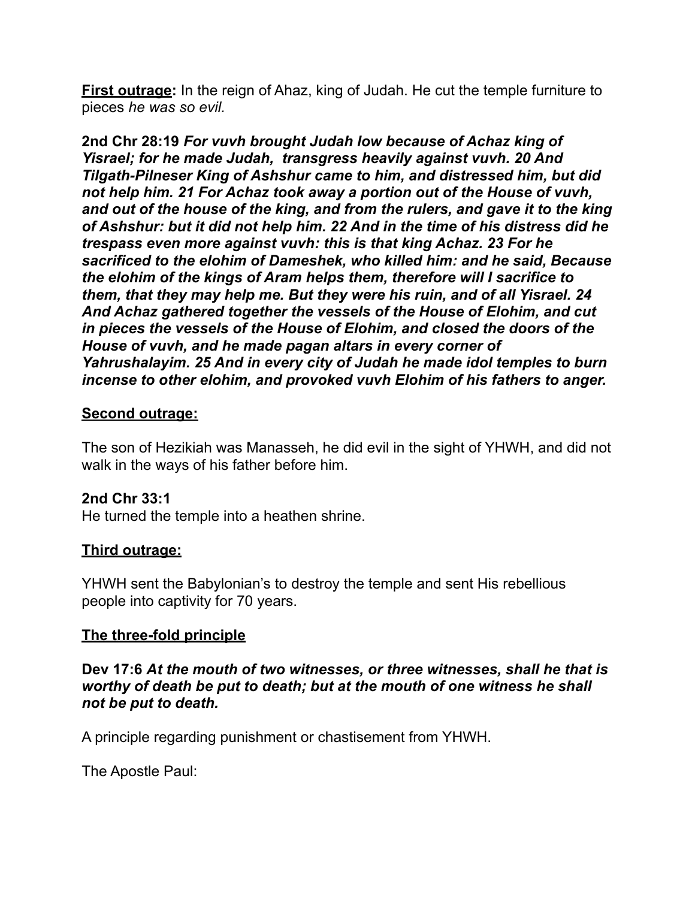**<u>First outrage</u>:** In the reign of Ahaz, king of Judah. He cut the temple furniture to pieces *he was so evil.*

**2nd Chr 28:19** ***For vuvh brought Judah low because of Achaz king of Yisrael; for he made Judah, transgress heavily against vuvh. 20 And Tilgath-Pilneser King of Ashshur came to him, and distressed him, but did not help him. 21 For Achaz took away a portion out of the House of vuvh, and out of the house of the king, and from the rulers, and gave it to the king of Ashshur: but it did not help him. 22 And in the time of his distress did he trespass even more against vuvh: this is that king Achaz. 23 For he sacrificed to the elohim of Dameshek, who killed him: and he said, Because the elohim of the kings of Aram helps them, therefore will I sacrifice to them, that they may help me. But they were his ruin, and of all Yisrael. 24 And Achaz gathered together the vessels of the House of Elohim, and cut in pieces the vessels of the House of Elohim, and closed the doors of the House of vuvh, and he made pagan altars in every corner of Yahrushalayim. 25 And in every city of Judah he made idol temples to burn incense to other elohim, and provoked vuvh Elohim of his fathers to anger.***

**<u>Second outrage:</u>**

The son of Hezikiah was Manasseh, he did evil in the sight of YHWH, and did not walk in the ways of his father before him.

**2nd Chr 33:1**
He turned the temple into a heathen shrine.

**<u>Third outrage:</u>**

YHWH sent the Babylonian's to destroy the temple and sent His rebellious people into captivity for 70 years.

**<u>The three-fold principle</u>**

**Dev 17:6** ***At the mouth of two witnesses, or three witnesses, shall he that is worthy of death be put to death; but at the mouth of one witness he shall not be put to death.***

A principle regarding punishment or chastisement from YHWH.

The Apostle Paul: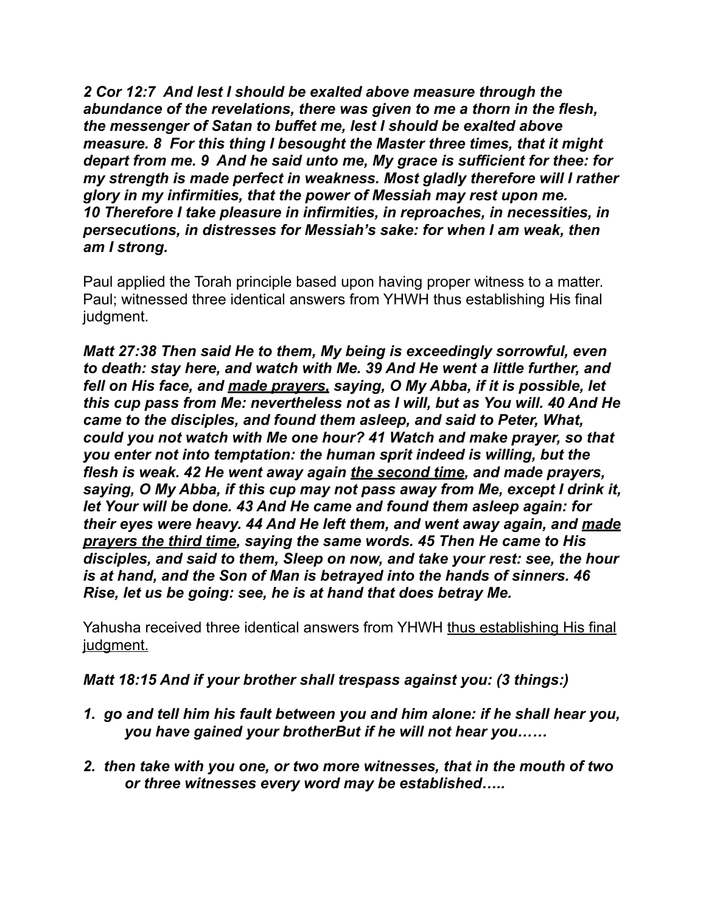***2 Cor 12:7  And lest I should be exalted above measure through the abundance of the revelations, there was given to me a thorn in the flesh, the messenger of Satan to buffet me, lest I should be exalted above measure. 8  For this thing I besought the Master three times, that it might depart from me. 9  And he said unto me, My grace is sufficient for thee: for my strength is made perfect in weakness. Most gladly therefore will I rather glory in my infirmities, that the power of Messiah may rest upon me. 10 Therefore I take pleasure in infirmities, in reproaches, in necessities, in persecutions, in distresses for Messiah's sake: for when I am weak, then am I strong.***

Paul applied the Torah principle based upon having proper witness to a matter. Paul; witnessed three identical answers from YHWH thus establishing His final judgment.

***Matt 27:38 Then said He to them, My being is exceedingly sorrowful, even to death: stay here, and watch with Me. 39 And He went a little further, and fell on His face, and <u>made prayers</u>, saying, O My Abba, if it is possible, let this cup pass from Me: nevertheless not as I will, but as You will. 40 And He came to the disciples, and found them asleep, and said to Peter, What, could you not watch with Me one hour? 41 Watch and make prayer, so that you enter not into temptation: the human sprit indeed is willing, but the flesh is weak. 42 He went away again <u>the second time</u>, and made prayers, saying, O My Abba, if this cup may not pass away from Me, except I drink it, let Your will be done. 43 And He came and found them asleep again: for their eyes were heavy. 44 And He left them, and went away again, and <u>made prayers the third time</u>, saying the same words. 45 Then He came to His disciples, and said to them, Sleep on now, and take your rest: see, the hour is at hand, and the Son of Man is betrayed into the hands of sinners. 46 Rise, let us be going: see, he is at hand that does betray Me.***

Yahusha received three identical answers from YHWH <u>thus establishing His final judgment.</u>

***Matt 18:15 And if your brother shall trespass against you: (3 things:)***

1. ***go and tell him his fault between you and him alone: if he shall hear you, you have gained your brotherBut if he will not hear you……***
2. ***then take with you one, or two more witnesses, that in the mouth of two or three witnesses every word may be established…..***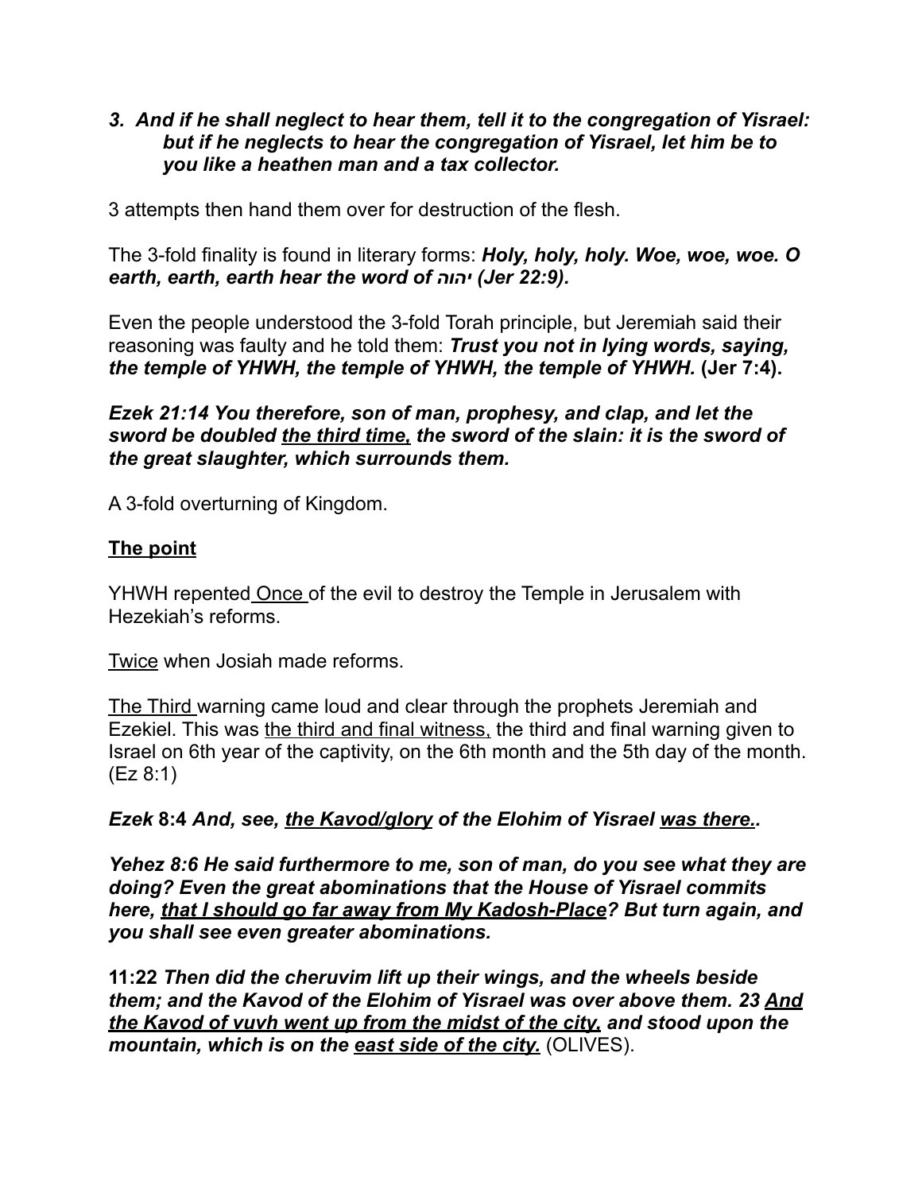***3. And if he shall neglect to hear them, tell it to the congregation of Yisrael: but if he neglects to hear the congregation of Yisrael, let him be to you like a heathen man and a tax collector.***

3 attempts then hand them over for destruction of the flesh.

The 3-fold finality is found in literary forms: ***Holy, holy, holy. Woe, woe, woe. O earth, earth, earth hear the word of יהוה (Jer 22:9).***

Even the people understood the 3-fold Torah principle, but Jeremiah said their reasoning was faulty and he told them: ***Trust you not in lying words, saying, the temple of YHWH, the temple of YHWH, the temple of YHWH.*** **(Jer 7:4).**

***Ezek 21:14 You therefore, son of man, prophesy, and clap, and let the sword be doubled <u>the third time,</u> the sword of the slain: it is the sword of the great slaughter, which surrounds them.***

A 3-fold overturning of Kingdom.

**<u>The point</u>**

YHWH repented <u>Once</u> of the evil to destroy the Temple in Jerusalem with Hezekiah's reforms.

<u>Twice</u> when Josiah made reforms.

<u>The Third</u> warning came loud and clear through the prophets Jeremiah and Ezekiel. This was <u>the third and final witness,</u> the third and final warning given to Israel on 6th year of the captivity, on the 6th month and the 5th day of the month. (Ez 8:1)

***Ezek* 8:4 *And, see, <u>the Kavod/glory</u> of the Elohim of Yisrael <u>was there.</u>.***

***Yehez 8:6 He said furthermore to me, son of man, do you see what they are doing? Even the great abominations that the House of Yisrael commits here, <u>that I should go far away from My Kadosh-Place</u>? But turn again, and you shall see even greater abominations.***

**11:22** ***Then did the cheruvim lift up their wings, and the wheels beside them; and the Kavod of the Elohim of Yisrael was over above them. 23 <u>And the Kavod of vuvh went up from the midst of the city,</u> and stood upon the mountain, which is on the <u>east side of the city.</u>*** (OLIVES).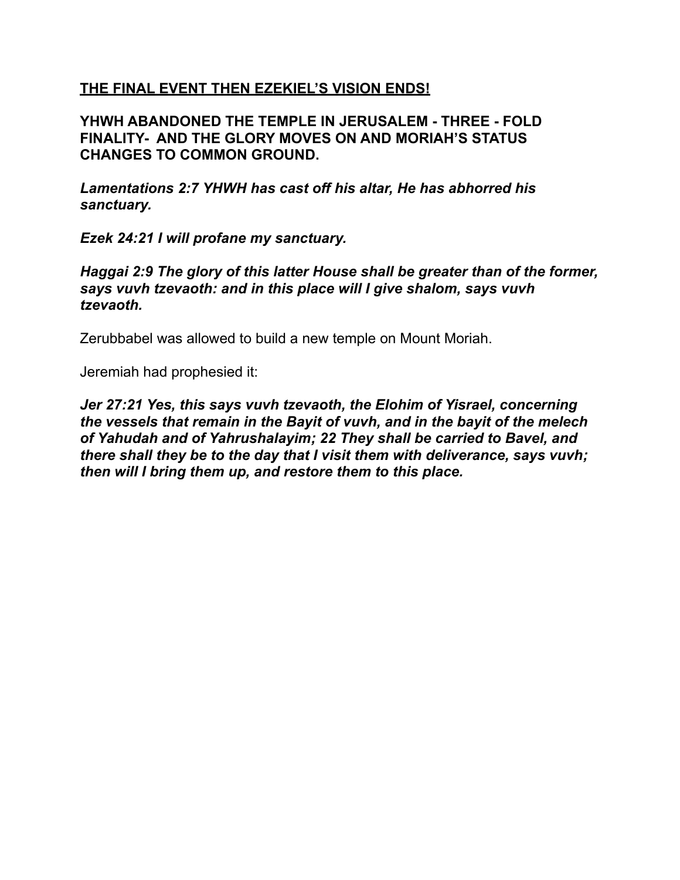## <u>THE FINAL EVENT THEN EZEKIEL'S VISION ENDS!</u>

**YHWH ABANDONED THE TEMPLE IN JERUSALEM - THREE - FOLD FINALITY- AND THE GLORY MOVES ON AND MORIAH'S STATUS CHANGES TO COMMON GROUND.**

***Lamentations 2:7 YHWH has cast off his altar, He has abhorred his sanctuary.***

***Ezek 24:21 I will profane my sanctuary.***

***Haggai 2:9 The glory of this latter House shall be greater than of the former, says vuvh tzevaoth: and in this place will I give shalom, says vuvh tzevaoth.***

Zerubbabel was allowed to build a new temple on Mount Moriah.

Jeremiah had prophesied it:

***Jer 27:21 Yes, this says vuvh tzevaoth, the Elohim of Yisrael, concerning the vessels that remain in the Bayit of vuvh, and in the bayit of the melech of Yahudah and of Yahrushalayim; 22 They shall be carried to Bavel, and there shall they be to the day that I visit them with deliverance, says vuvh; then will I bring them up, and restore them to this place.***